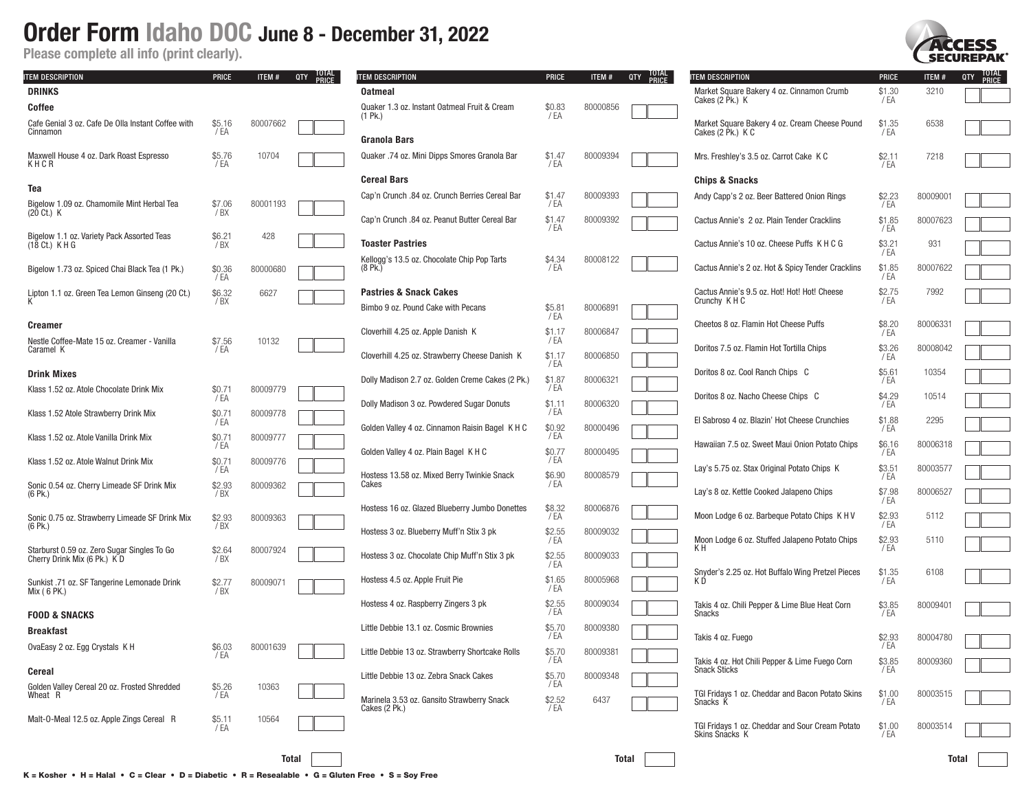# Order Form Idaho DOC June 8 - December 31, 2022

**Please complete all info (print clearly).**

| ITEM DESCRIPTION | PRICE | ITEM # | QTY | TOTAL PRICE |
|---|---|---|---|---|
| **DRINKS** | | | | |
| **Coffee** | | | | |
| Cafe Genial 3 oz. Cafe De Olla Instant Coffee with Cinnamon | $5.16 / EA | 80007662 | | |
| Maxwell House 4 oz. Dark Roast Espresso K H C R | $5.76 / EA | 10704 | | |
| **Tea** | | | | |
| Bigelow 1.09 oz. Chamomile Mint Herbal Tea (20 Ct.) K | $7.06 / BX | 80001193 | | |
| Bigelow 1.1 oz. Variety Pack Assorted Teas (18 Ct.) K H G | $6.21 / BX | 428 | | |
| Bigelow 1.73 oz. Spiced Chai Black Tea (1 Pk.) | $0.36 / EA | 80000680 | | |
| Lipton 1.1 oz. Green Tea Lemon Ginseng (20 Ct.) K | $6.32 / BX | 6627 | | |
| **Creamer** | | | | |
| Nestle Coffee-Mate 15 oz. Creamer - Vanilla Caramel K | $7.56 / EA | 10132 | | |
| **Drink Mixes** | | | | |
| Klass 1.52 oz. Atole Chocolate Drink Mix | $0.71 / EA | 80009779 | | |
| Klass 1.52 Atole Strawberry Drink Mix | $0.71 / EA | 80009778 | | |
| Klass 1.52 oz. Atole Vanilla Drink Mix | $0.71 / EA | 80009777 | | |
| Klass 1.52 oz. Atole Walnut Drink Mix | $0.71 / EA | 80009776 | | |
| Sonic 0.54 oz. Cherry Limeade SF Drink Mix (6 Pk.) | $2.93 / BX | 80009362 | | |
| Sonic 0.75 oz. Strawberry Limeade SF Drink Mix (6 Pk.) | $2.93 / BX | 80009363 | | |
| Starburst 0.59 oz. Zero Sugar Singles To Go Cherry Drink Mix (6 Pk.) K D | $2.64 / BX | 80007924 | | |
| Sunkist .71 oz. SF Tangerine Lemonade Drink Mix ( 6 PK.) | $2.77 / BX | 80009071 | | |
| **FOOD & SNACKS** | | | | |
| **Breakfast** | | | | |
| OvaEasy 2 oz. Egg Crystals K H | $6.03 / EA | 80001639 | | |
| **Cereal** | | | | |
| Golden Valley Cereal 20 oz. Frosted Shredded Wheat R | $5.26 / EA | 10363 | | |
| Malt-O-Meal 12.5 oz. Apple Zings Cereal R | $5.11 / EA | 10564 | | |
| | | | **Total** | |

| ITEM DESCRIPTION | PRICE | ITEM # | QTY | TOTAL PRICE |
|---|---|---|---|---|
| **Oatmeal** | | | | |
| Quaker 1.3 oz. Instant Oatmeal Fruit & Cream (1 Pk.) | $0.83 / EA | 80000856 | | |
| **Granola Bars** | | | | |
| Quaker .74 oz. Mini Dipps Smores Granola Bar | $1.47 / EA | 80009394 | | |
| **Cereal Bars** | | | | |
| Cap'n Crunch .84 oz. Crunch Berries Cereal Bar | $1.47 / EA | 80009393 | | |
| Cap'n Crunch .84 oz. Peanut Butter Cereal Bar | $1.47 / EA | 80009392 | | |
| **Toaster Pastries** | | | | |
| Kellogg's 13.5 oz. Chocolate Chip Pop Tarts (8 Pk.) | $4.34 / EA | 80008122 | | |
| **Pastries & Snack Cakes** | | | | |
| Bimbo 9 oz. Pound Cake with Pecans | $5.81 / EA | 80006891 | | |
| Cloverhill 4.25 oz. Apple Danish K | $1.17 / EA | 80006847 | | |
| Cloverhill 4.25 oz. Strawberry Cheese Danish K | $1.17 / EA | 80006850 | | |
| Dolly Madison 2.7 oz. Golden Creme Cakes (2 Pk.) | $1.87 / EA | 80006321 | | |
| Dolly Madison 3 oz. Powdered Sugar Donuts | $1.11 / EA | 80006320 | | |
| Golden Valley 4 oz. Cinnamon Raisin Bagel K H C | $0.92 / EA | 80000496 | | |
| Golden Valley 4 oz. Plain Bagel K H C | $0.77 / EA | 80000495 | | |
| Hostess 13.58 oz. Mixed Berry Twinkie Snack Cakes | $6.90 / EA | 80008579 | | |
| Hostess 16 oz. Glazed Blueberry Jumbo Donettes | $8.32 / EA | 80006876 | | |
| Hostess 3 oz. Blueberry Muff'n Stix 3 pk | $2.55 / EA | 80009032 | | |
| Hostess 3 oz. Chocolate Chip Muff'n Stix 3 pk | $2.55 / EA | 80009033 | | |
| Hostess 4.5 oz. Apple Fruit Pie | $1.65 / EA | 80005968 | | |
| Hostess 4 oz. Raspberry Zingers 3 pk | $2.55 / EA | 80009034 | | |
| Little Debbie 13.1 oz. Cosmic Brownies | $5.70 / EA | 80009380 | | |
| Little Debbie 13 oz. Strawberry Shortcake Rolls | $5.70 / EA | 80009381 | | |
| Little Debbie 13 oz. Zebra Snack Cakes | $5.70 / EA | 80009348 | | |
| Marinela 3.53 oz. Gansito Strawberry Snack Cakes (2 Pk.) | $2.52 / EA | 6437 | | |
| | | | **Total** | |

| ITEM DESCRIPTION | PRICE | ITEM # | QTY | TOTAL PRICE |
|---|---|---|---|---|
| Market Square Bakery 4 oz. Cinnamon Crumb Cakes (2 Pk.) K | $1.30 / EA | 3210 | | |
| Market Square Bakery 4 oz. Cream Cheese Pound Cakes (2 Pk.) K C | $1.35 / EA | 6538 | | |
| Mrs. Freshley's 3.5 oz. Carrot Cake K C | $2.11 / EA | 7218 | | |
| **Chips & Snacks** | | | | |
| Andy Capp's 2 oz. Beer Battered Onion Rings | $2.23 / EA | 80009001 | | |
| Cactus Annie's 2 oz. Plain Tender Cracklins | $1.85 / EA | 80007623 | | |
| Cactus Annie's 10 oz. Cheese Puffs K H C G | $3.21 / EA | 931 | | |
| Cactus Annie's 2 oz. Hot & Spicy Tender Cracklins | $1.85 / EA | 80007622 | | |
| Cactus Annie's 9.5 oz. Hot! Hot! Hot! Cheese Crunchy K H C | $2.75 / EA | 7992 | | |
| Cheetos 8 oz. Flamin Hot Cheese Puffs | $8.20 / EA | 80006331 | | |
| Doritos 7.5 oz. Flamin Hot Tortilla Chips | $3.26 / EA | 80008042 | | |
| Doritos 8 oz. Cool Ranch Chips C | $5.61 / EA | 10354 | | |
| Doritos 8 oz. Nacho Cheese Chips C | $4.29 / EA | 10514 | | |
| El Sabroso 4 oz. Blazin' Hot Cheese Crunchies | $1.88 / EA | 2295 | | |
| Hawaiian 7.5 oz. Sweet Maui Onion Potato Chips | $6.16 / EA | 80006318 | | |
| Lay's 5.75 oz. Stax Original Potato Chips K | $3.51 / EA | 80003577 | | |
| Lay's 8 oz. Kettle Cooked Jalapeno Chips | $7.98 / EA | 80006527 | | |
| Moon Lodge 6 oz. Barbeque Potato Chips K H V | $2.93 / EA | 5112 | | |
| Moon Lodge 6 oz. Stuffed Jalapeno Potato Chips K H | $2.93 / EA | 5110 | | |
| Snyder's 2.25 oz. Hot Buffalo Wing Pretzel Pieces K D | $1.35 / EA | 6108 | | |
| Takis 4 oz. Chili Pepper & Lime Blue Heat Corn Snacks | $3.85 / EA | 80009401 | | |
| Takis 4 oz. Fuego | $2.93 / EA | 80004780 | | |
| Takis 4 oz. Hot Chili Pepper & Lime Fuego Corn Snack Sticks | $3.85 / EA | 80009360 | | |
| TGI Fridays 1 oz. Cheddar and Bacon Potato Skins Snacks K | $1.00 / EA | 80003515 | | |
| TGI Fridays 1 oz. Cheddar and Sour Cream Potato Skins Snacks K | $1.00 / EA | 80003514 | | |
| | | | **Total** | |

**K = Kosher • H = Halal • C = Clear • D = Diabetic • R = Resealable • G = Gluten Free • S = Soy Free**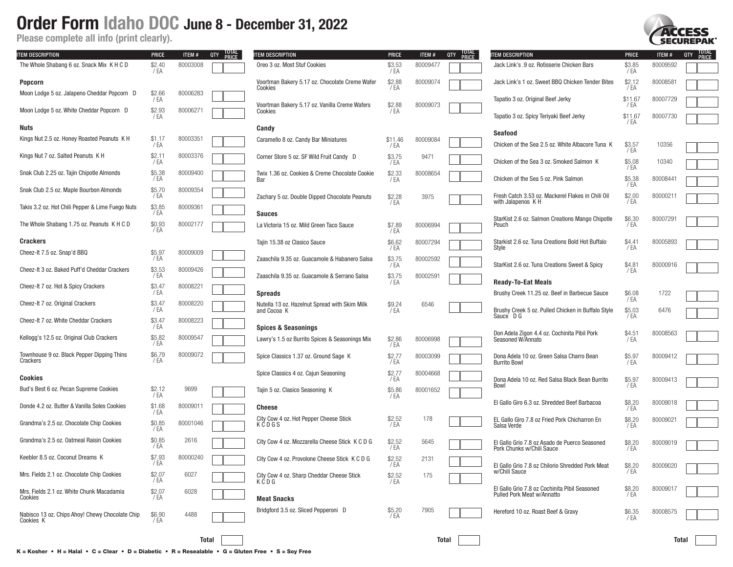# Order Form Idaho DOC June 8 - December 31, 2022

**Please complete all info (print clearly).**

ACCESS SECUREPAK

| ITEM DESCRIPTION | PRICE | ITEM # | QTY | TOTAL PRICE |
|---|---|---|---|---|
| The Whole Shabang 6 oz. Snack Mix K H C D | $2.40 / EA | 80003008 | | |
| **Popcorn** | | | | |
| Moon Lodge 5 oz. Jalapeno Cheddar Popcorn D | $2.66 / EA | 80006283 | | |
| Moon Lodge 5 oz. White Cheddar Popcorn D | $2.93 / EA | 80006271 | | |
| **Nuts** | | | | |
| Kings Nut 2.5 oz. Honey Roasted Peanuts K H | $1.17 / EA | 80003351 | | |
| Kings Nut 7 oz. Salted Peanuts K H | $2.11 / EA | 80003376 | | |
| Snak Club 2.25 oz. Tajin Chipotle Almonds | $5.38 / EA | 80009400 | | |
| Snak Club 2.5 oz. Maple Bourbon Almonds | $5.70 / EA | 80009354 | | |
| Takis 3.2 oz. Hot Chili Pepper & Lime Fuego Nuts | $3.85 / EA | 80009361 | | |
| The Whole Shabang 1.75 oz. Peanuts K H C D | $0.93 / EA | 80002177 | | |
| **Crackers** | | | | |
| Cheez-It 7.5 oz. Snap'd BBQ | $5.97 / EA | 80009009 | | |
| Cheez-It 3 oz. Baked Puff'd Cheddar Crackers | $3.53 / EA | 80009426 | | |
| Cheez-It 7 oz. Hot & Spicy Crackers | $3.47 / EA | 80008221 | | |
| Cheez-It 7 oz. Original Crackers | $3.47 / EA | 80008220 | | |
| Cheez-It 7 oz. White Cheddar Crackers | $3.47 / EA | 80008223 | | |
| Kellogg's 12.5 oz. Original Club Crackers | $5.82 / EA | 80009547 | | |
| Townhouse 9 oz. Black Pepper Dipping Thins Crackers | $6.79 / EA | 80009072 | | |
| **Cookies** | | | | |
| Bud's Best 6 oz. Pecan Supreme Cookies | $2.12 / EA | 9699 | | |
| Donde 4.2 oz. Butter & Vanilla Soles Cookies | $1.68 / EA | 80009011 | | |
| Grandma's 2.5 oz. Chocolate Chip Cookies | $0.85 / EA | 80001046 | | |
| Grandma's 2.5 oz. Oatmeal Raisin Cookies | $0.85 / EA | 2616 | | |
| Keebler 8.5 oz. Coconut Dreams K | $7.93 / EA | 80000240 | | |
| Mrs. Fields 2.1 oz. Chocolate Chip Cookies | $2.07 / EA | 6027 | | |
| Mrs. Fields 2.1 oz. White Chunk Macadamia Cookies | $2.07 / EA | 6028 | | |
| Nabisco 13 oz. Chips Ahoy! Chewy Chocolate Chip Cookies K | $6.90 / EA | 4488 | | |
| | | | **Total** | |

| ITEM DESCRIPTION | PRICE | ITEM # | QTY | TOTAL PRICE |
|---|---|---|---|---|
| Oreo 3 oz. Most Stuf Cookies | $3.53 / EA | 80009477 | | |
| Voortman Bakery 5.17 oz. Chocolate Creme Wafer Cookies | $2.88 / EA | 80009074 | | |
| Voortman Bakery 5.17 oz. Vanilla Creme Wafers Cookies | $2.88 / EA | 80009073 | | |
| **Candy** | | | | |
| Caramello 8 oz. Candy Bar Miniatures | $11.46 / EA | 80009084 | | |
| Corner Store 5 oz. SF Wild Fruit Candy D | $3.75 / EA | 9471 | | |
| Twix 1.36 oz. Cookies & Creme Chocolate Cookie Bar | $2.33 / EA | 80008654 | | |
| Zachary 5 oz. Double Dipped Chocolate Peanuts | $2.28 / EA | 3975 | | |
| **Sauces** | | | | |
| La Victoria 15 oz. Mild Green Taco Sauce | $7.89 / EA | 80006994 | | |
| Tajin 15.38 oz Clasico Sauce | $6.62 / EA | 80007294 | | |
| Zaaschila 9.35 oz. Guacamole & Habanero Salsa | $3.75 / EA | 80002592 | | |
| Zaaschila 9.35 oz. Guacamole & Serrano Salsa | $3.75 / EA | 80002591 | | |
| **Spreads** | | | | |
| Nutella 13 oz. Hazelnut Spread with Skim Milk and Cocoa K | $9.24 / EA | 6546 | | |
| **Spices & Seasonings** | | | | |
| Lawry's 1.5 oz Burrito Spices & Seasonings Mix | $2.86 / EA | 80006998 | | |
| Spice Classics 1.37 oz. Ground Sage K | $2.77 / EA | 80003099 | | |
| Spice Classics 4 oz. Cajun Seasoning | $2.77 / EA | 80004668 | | |
| Tajin 5 oz. Clasico Seasoning K | $5.86 / EA | 80001652 | | |
| **Cheese** | | | | |
| City Cow 4 oz. Hot Pepper Cheese Stick K C D G S | $2.52 / EA | 178 | | |
| City Cow 4 oz. Mozzarella Cheese Stick K C D G | $2.52 / EA | 5645 | | |
| City Cow 4 oz. Provolone Cheese Stick K C D G | $2.52 / EA | 2131 | | |
| City Cow 4 oz. Sharp Cheddar Cheese Stick K C D G | $2.52 / EA | 175 | | |
| **Meat Snacks** | | | | |
| Bridgford 3.5 oz. Sliced Pepperoni D | $5.20 / EA | 7905 | | |
| | | | **Total** | |

| ITEM DESCRIPTION | PRICE | ITEM # | QTY | TOTAL PRICE |
|---|---|---|---|---|
| Jack Link's .9 oz. Rotisserie Chicken Bars | $3.85 / EA | 80009592 | | |
| Jack Link's 1 oz. Sweet BBQ Chicken Tender Bites | $2.12 / EA | 80008581 | | |
| Tapatio 3 oz. Original Beef Jerky | $11.67 / EA | 80007729 | | |
| Tapatio 3 oz. Spicy Teriyaki Beef Jerky | $11.67 / EA | 80007730 | | |
| **Seafood** | | | | |
| Chicken of the Sea 2.5 oz. White Albacore Tuna K | $3.57 / EA | 10356 | | |
| Chicken of the Sea 3 oz. Smoked Salmon K | $5.08 / EA | 10340 | | |
| Chicken of the Sea 5 oz. Pink Salmon | $5.38 / EA | 80008441 | | |
| Fresh Catch 3.53 oz. Mackerel Flakes in Chili Oil with Jalapenos K H | $2.00 / EA | 80000211 | | |
| StarKist 2.6 oz. Salmon Creations Mango Chipotle Pouch | $6.30 / EA | 80007291 | | |
| Starkist 2.6 oz. Tuna Creations Bold Hot Buffalo Style | $4.41 / EA | 80005893 | | |
| StarKist 2.6 oz. Tuna Creations Sweet & Spicy | $4.81 / EA | 80000916 | | |
| **Ready-To-Eat Meals** | | | | |
| Brushy Creek 11.25 oz. Beef in Barbecue Sauce | $6.08 / EA | 1722 | | |
| Brushy Creek 5 oz. Pulled Chicken in Buffalo Style Sauce D G | $5.03 / EA | 6476 | | |
| Don Adela Zigon 4.4 oz. Cochinita Pibil Pork Seasoned W/Annato | $4.51 / EA | 80008563 | | |
| Dona Adela 10 oz. Green Salsa Charro Bean Burrito Bowl | $5.97 / EA | 80009412 | | |
| Dona Adela 10 oz. Red Salsa Black Bean Burrito Bowl | $5.97 / EA | 80009413 | | |
| El Gallo Giro 6.3 oz. Shredded Beef Barbacoa | $8.20 / EA | 80009018 | | |
| EL Gallo Giro 7.8 oz Fried Pork Chicharron En Salsa Verde | $8.20 / EA | 80009021 | | |
| El Gallo Grio 7.8 oz Asado de Puerco Seasoned Pork Chunks w/Chili Sauce | $8.20 / EA | 80009019 | | |
| El Gallo Grio 7.8 oz Chilorio Shredded Pork Meat w/Chili Sauce | $8.20 / EA | 80009020 | | |
| El Gallo Grio 7.8 oz Cochinita Pibil Seasoned Pulled Pork Meat w/Annatto | $8.20 / EA | 80009017 | | |
| Hereford 10 oz. Roast Beef & Gravy | $6.35 / EA | 80008575 | | |
| | | | **Total** | |

**K = Kosher • H = Halal • C = Clear • D = Diabetic • R = Resealable • G = Gluten Free • S = Soy Free**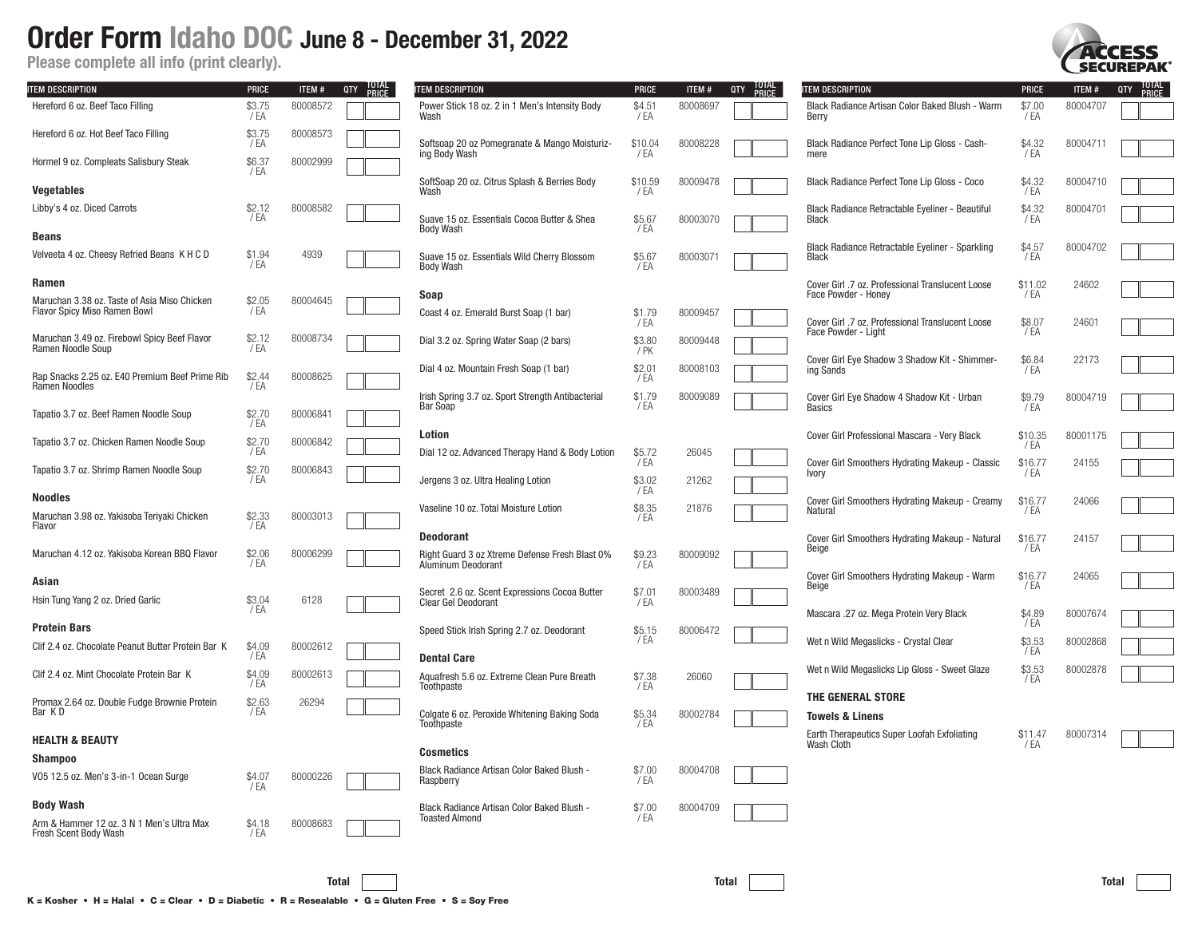# Order Form Idaho DOC June 8 - December 31, 2022

**Please complete all info (print clearly).**

| ITEM DESCRIPTION | PRICE | ITEM # | QTY | TOTAL PRICE |
|---|---|---|---|---|
| Hereford 6 oz. Beef Taco Filling | $3.75 / EA | 80008572 | | |
| Hereford 6 oz. Hot Beef Taco Filling | $3.75 / EA | 80008573 | | |
| Hormel 9 oz. Compleats Salisbury Steak | $6.37 / EA | 80002999 | | |
| **Vegetables** | | | | |
| Libby's 4 oz. Diced Carrots | $2.12 / EA | 80008582 | | |
| **Beans** | | | | |
| Velveeta 4 oz. Cheesy Refried Beans K H C D | $1.94 / EA | 4939 | | |
| **Ramen** | | | | |
| Maruchan 3.38 oz. Taste of Asia Miso Chicken Flavor Spicy Miso Ramen Bowl | $2.05 / EA | 80004645 | | |
| Maruchan 3.49 oz. Firebowl Spicy Beef Flavor Ramen Noodle Soup | $2.12 / EA | 80008734 | | |
| Rap Snacks 2.25 oz. E40 Premium Beef Prime Rib Ramen Noodles | $2.44 / EA | 80008625 | | |
| Tapatio 3.7 oz. Beef Ramen Noodle Soup | $2.70 / EA | 80006841 | | |
| Tapatio 3.7 oz. Chicken Ramen Noodle Soup | $2.70 / EA | 80006842 | | |
| Tapatio 3.7 oz. Shrimp Ramen Noodle Soup | $2.70 / EA | 80006843 | | |
| **Noodles** | | | | |
| Maruchan 3.98 oz. Yakisoba Teriyaki Chicken Flavor | $2.33 / EA | 80003013 | | |
| Maruchan 4.12 oz. Yakisoba Korean BBQ Flavor | $2.06 / EA | 80006299 | | |
| **Asian** | | | | |
| Hsin Tung Yang 2 oz. Dried Garlic | $3.04 / EA | 6128 | | |
| **Protein Bars** | | | | |
| Clif 2.4 oz. Chocolate Peanut Butter Protein Bar K | $4.09 / EA | 80002612 | | |
| Clif 2.4 oz. Mint Chocolate Protein Bar K | $4.09 / EA | 80002613 | | |
| Promax 2.64 oz. Double Fudge Brownie Protein Bar K D | $2.63 / EA | 26294 | | |
| **HEALTH & BEAUTY** | | | | |
| **Shampoo** | | | | |
| VO5 12.5 oz. Men's 3-in-1 Ocean Surge | $4.07 / EA | 80000226 | | |
| **Body Wash** | | | | |
| Arm & Hammer 12 oz. 3 N 1 Men's Ultra Max Fresh Scent Body Wash | $4.18 / EA | 80008683 | | |
| | | | **Total** | |

| ITEM DESCRIPTION | PRICE | ITEM # | QTY | TOTAL PRICE |
|---|---|---|---|---|
| Power Stick 18 oz. 2 in 1 Men's Intensity Body Wash | $4.51 / EA | 80008697 | | |
| Softsoap 20 oz Pomegranate & Mango Moisturizing Body Wash | $10.04 / EA | 80008228 | | |
| SoftSoap 20 oz. Citrus Splash & Berries Body Wash | $10.59 / EA | 80009478 | | |
| Suave 15 oz. Essentials Cocoa Butter & Shea Body Wash | $5.67 / EA | 80003070 | | |
| Suave 15 oz. Essentials Wild Cherry Blossom Body Wash | $5.67 / EA | 80003071 | | |
| **Soap** | | | | |
| Coast 4 oz. Emerald Burst Soap (1 bar) | $1.79 / EA | 80009457 | | |
| Dial 3.2 oz. Spring Water Soap (2 bars) | $3.80 / PK | 80009448 | | |
| Dial 4 oz. Mountain Fresh Soap (1 bar) | $2.01 / EA | 80008103 | | |
| Irish Spring 3.7 oz. Sport Strength Antibacterial Bar Soap | $1.79 / EA | 80009089 | | |
| **Lotion** | | | | |
| Dial 12 oz. Advanced Therapy Hand & Body Lotion | $5.72 / EA | 26045 | | |
| Jergens 3 oz. Ultra Healing Lotion | $3.02 / EA | 21262 | | |
| Vaseline 10 oz. Total Moisture Lotion | $8.35 / EA | 21876 | | |
| **Deodorant** | | | | |
| Right Guard 3 oz Xtreme Defense Fresh Blast 0% Aluminum Deodorant | $9.23 / EA | 80009092 | | |
| Secret 2.6 oz. Scent Expressions Cocoa Butter Clear Gel Deodorant | $7.01 / EA | 80003489 | | |
| Speed Stick Irish Spring 2.7 oz. Deodorant | $5.15 / EA | 80006472 | | |
| **Dental Care** | | | | |
| Aquafresh 5.6 oz. Extreme Clean Pure Breath Toothpaste | $7.38 / EA | 26060 | | |
| Colgate 6 oz. Peroxide Whitening Baking Soda Toothpaste | $5.34 / EA | 80002784 | | |
| **Cosmetics** | | | | |
| Black Radiance Artisan Color Baked Blush - Raspberry | $7.00 / EA | 80004708 | | |
| Black Radiance Artisan Color Baked Blush - Toasted Almond | $7.00 / EA | 80004709 | | |
| | | | **Total** | |

| ITEM DESCRIPTION | PRICE | ITEM # | QTY | TOTAL PRICE |
|---|---|---|---|---|
| Black Radiance Artisan Color Baked Blush - Warm Berry | $7.00 / EA | 80004707 | | |
| Black Radiance Perfect Tone Lip Gloss - Cashmere | $4.32 / EA | 80004711 | | |
| Black Radiance Perfect Tone Lip Gloss - Coco | $4.32 / EA | 80004710 | | |
| Black Radiance Retractable Eyeliner - Beautiful Black | $4.32 / EA | 80004701 | | |
| Black Radiance Retractable Eyeliner - Sparkling Black | $4.57 / EA | 80004702 | | |
| Cover Girl .7 oz. Professional Translucent Loose Face Powder - Honey | $11.02 / EA | 24602 | | |
| Cover Girl .7 oz. Professional Translucent Loose Face Powder - Light | $8.07 / EA | 24601 | | |
| Cover Girl Eye Shadow 3 Shadow Kit - Shimmering Sands | $6.84 / EA | 22173 | | |
| Cover Girl Eye Shadow 4 Shadow Kit - Urban Basics | $9.79 / EA | 80004719 | | |
| Cover Girl Professional Mascara - Very Black | $10.35 / EA | 80001175 | | |
| Cover Girl Smoothers Hydrating Makeup - Classic Ivory | $16.77 / EA | 24155 | | |
| Cover Girl Smoothers Hydrating Makeup - Creamy Natural | $16.77 / EA | 24066 | | |
| Cover Girl Smoothers Hydrating Makeup - Natural Beige | $16.77 / EA | 24157 | | |
| Cover Girl Smoothers Hydrating Makeup - Warm Beige | $16.77 / EA | 24065 | | |
| Mascara .27 oz. Mega Protein Very Black | $4.89 / EA | 80007674 | | |
| Wet n Wild Megaslicks - Crystal Clear | $3.53 / EA | 80002868 | | |
| Wet n Wild Megaslicks Lip Gloss - Sweet Glaze | $3.53 / EA | 80002878 | | |
| **THE GENERAL STORE** | | | | |
| **Towels & Linens** | | | | |
| Earth Therapeutics Super Loofah Exfoliating Wash Cloth | $11.47 / EA | 80007314 | | |
| | | | **Total** | |

K = Kosher • H = Halal • C = Clear • D = Diabetic • R = Resealable • G = Gluten Free • S = Soy Free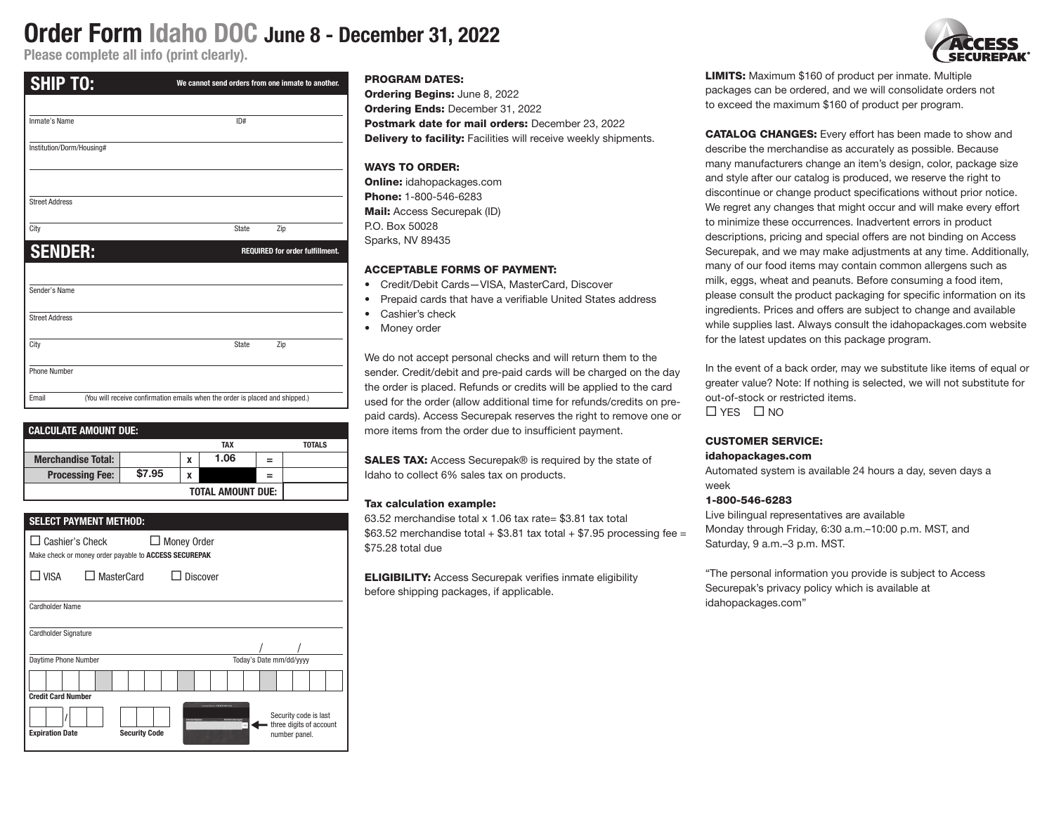# Order Form Idaho DOC June 8 - December 31, 2022

**Please complete all info (print clearly).**

## SHIP TO:

We cannot send orders from one inmate to another.

Inmate's Name  ID#

Institution/Dorm/Housing#

Street Address

City  State  Zip

## SENDER:

REQUIRED for order fulfillment.

Sender's Name

Street Address

City  State  Zip

Phone Number

Email (You will receive confirmation emails when the order is placed and shipped.)

### CALCULATE AMOUNT DUE:

| | | | TAX | | TOTALS |
|---|---|---|---|---|---|
| **Merchandise Total:** | | x | 1.06 | = | |
| **Processing Fee:** | $7.95 | x | | = | |
| | | | **TOTAL AMOUNT DUE:** | | |

### SELECT PAYMENT METHOD:

☐ Cashier's Check ☐ Money Order

Make check or money order payable to **ACCESS SECUREPAK**

☐ VISA ☐ MasterCard ☐ Discover

Cardholder Name

Cardholder Signature

Daytime Phone Number  Today's Date mm/dd/yyyy

**Credit Card Number**

**Expiration Date** **Security Code**

Security code is last three digits of account number panel.

**PROGRAM DATES:**

**Ordering Begins:** June 8, 2022
**Ordering Ends:** December 31, 2022
**Postmark date for mail orders:** December 23, 2022
**Delivery to facility:** Facilities will receive weekly shipments.

**WAYS TO ORDER:**

**Online:** idahopackages.com
**Phone:** 1-800-546-6283
**Mail:** Access Securepak (ID)
P.O. Box 50028
Sparks, NV 89435

**ACCEPTABLE FORMS OF PAYMENT:**

- Credit/Debit Cards—VISA, MasterCard, Discover
- Prepaid cards that have a verifiable United States address
- Cashier's check
- Money order

We do not accept personal checks and will return them to the sender. Credit/debit and pre-paid cards will be charged on the day the order is placed. Refunds or credits will be applied to the card used for the order (allow additional time for refunds/credits on pre-paid cards). Access Securepak reserves the right to remove one or more items from the order due to insufficient payment.

**SALES TAX:** Access Securepak® is required by the state of Idaho to collect 6% sales tax on products.

**Tax calculation example:**

63.52 merchandise total x 1.06 tax rate= $3.81 tax total
$63.52 merchandise total + $3.81 tax total + $7.95 processing fee = $75.28 total due

**ELIGIBILITY:** Access Securepak verifies inmate eligibility before shipping packages, if applicable.

**LIMITS:** Maximum $160 of product per inmate. Multiple packages can be ordered, and we will consolidate orders not to exceed the maximum $160 of product per program.

**CATALOG CHANGES:** Every effort has been made to show and describe the merchandise as accurately as possible. Because many manufacturers change an item's design, color, package size and style after our catalog is produced, we reserve the right to discontinue or change product specifications without prior notice. We regret any changes that might occur and will make every effort to minimize these occurrences. Inadvertent errors in product descriptions, pricing and special offers are not binding on Access Securepak, and we may make adjustments at any time. Additionally, many of our food items may contain common allergens such as milk, eggs, wheat and peanuts. Before consuming a food item, please consult the product packaging for specific information on its ingredients. Prices and offers are subject to change and available while supplies last. Always consult the idahopackages.com website for the latest updates on this package program.

In the event of a back order, may we substitute like items of equal or greater value? Note: If nothing is selected, we will not substitute for out-of-stock or restricted items.
☐ YES ☐ NO

**CUSTOMER SERVICE:**

**idahopackages.com**
Automated system is available 24 hours a day, seven days a week

**1-800-546-6283**
Live bilingual representatives are available
Monday through Friday, 6:30 a.m.–10:00 p.m. MST, and Saturday, 9 a.m.–3 p.m. MST.

"The personal information you provide is subject to Access Securepak's privacy policy which is available at idahopackages.com"